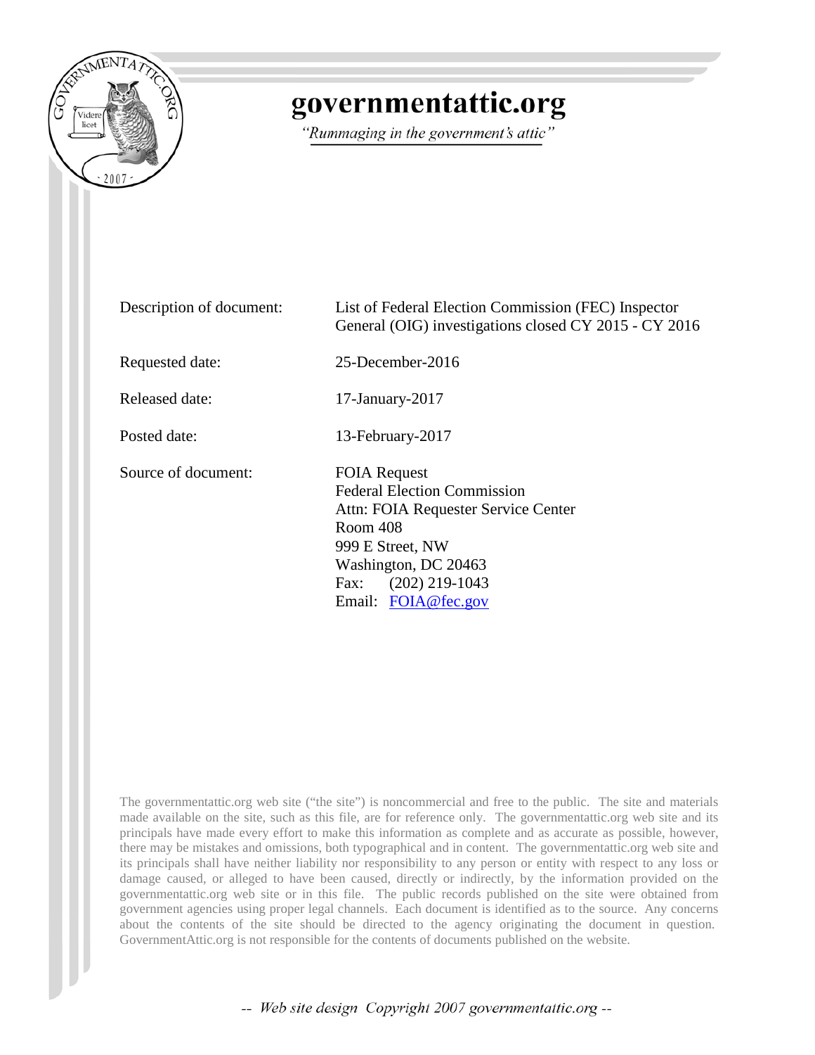# governmentattic.org

*"Rummaging in the government's attic"*

| | |
|---|---|
| Description of document: | List of Federal Election Commission (FEC) Inspector General (OIG) investigations closed CY 2015 - CY 2016 |
| Requested date: | 25-December-2016 |
| Released date: | 17-January-2017 |
| Posted date: | 13-February-2017 |
| Source of document: | FOIA Request<br>Federal Election Commission<br>Attn: FOIA Requester Service Center<br>Room 408<br>999 E Street, NW<br>Washington, DC 20463<br>Fax: (202) 219-1043<br>Email: FOIA@fec.gov |

The governmentattic.org web site ("the site") is noncommercial and free to the public. The site and materials made available on the site, such as this file, are for reference only. The governmentattic.org web site and its principals have made every effort to make this information as complete and as accurate as possible, however, there may be mistakes and omissions, both typographical and in content. The governmentattic.org web site and its principals shall have neither liability nor responsibility to any person or entity with respect to any loss or damage caused, or alleged to have been caused, directly or indirectly, by the information provided on the governmentattic.org web site or in this file. The public records published on the site were obtained from government agencies using proper legal channels. Each document is identified as to the source. Any concerns about the contents of the site should be directed to the agency originating the document in question. GovernmentAttic.org is not responsible for the contents of documents published on the website.

-- Web site design Copyright 2007 governmentattic.org --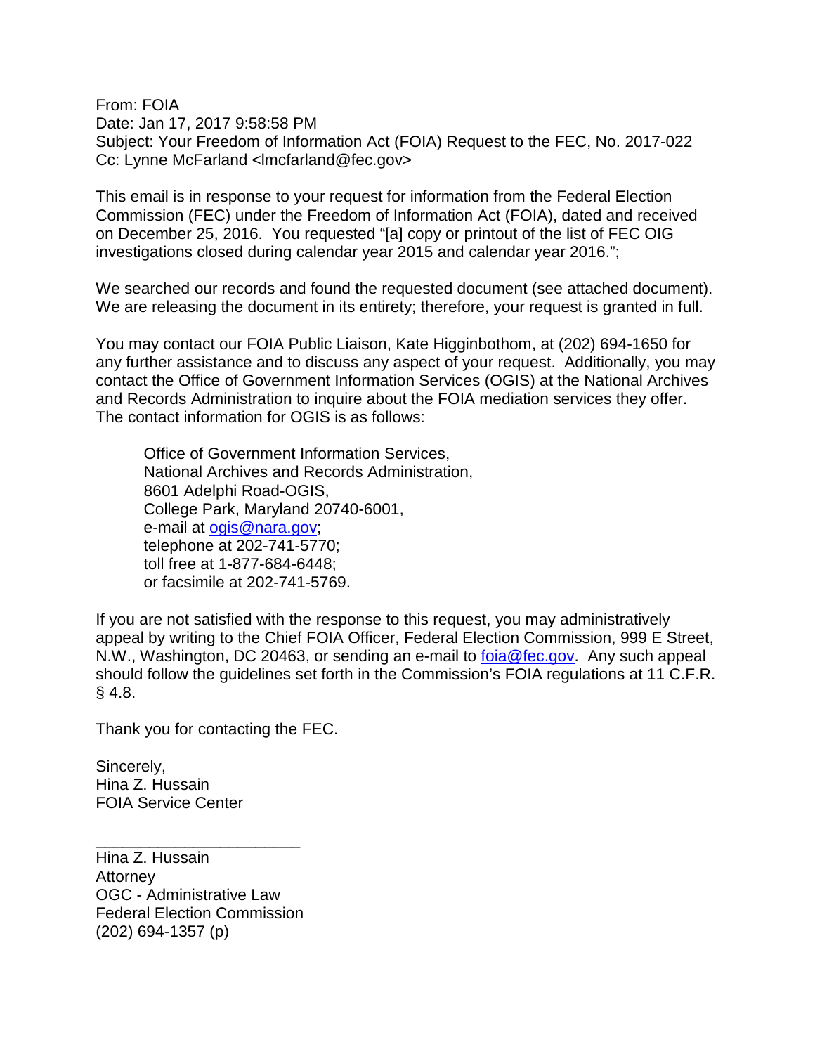From: FOIA
Date: Jan 17, 2017 9:58:58 PM
Subject: Your Freedom of Information Act (FOIA) Request to the FEC, No. 2017-022
Cc: Lynne McFarland <lmcfarland@fec.gov>

This email is in response to your request for information from the Federal Election Commission (FEC) under the Freedom of Information Act (FOIA), dated and received on December 25, 2016. You requested "[a] copy or printout of the list of FEC OIG investigations closed during calendar year 2015 and calendar year 2016.";

We searched our records and found the requested document (see attached document). We are releasing the document in its entirety; therefore, your request is granted in full.

You may contact our FOIA Public Liaison, Kate Higginbothom, at (202) 694-1650 for any further assistance and to discuss any aspect of your request. Additionally, you may contact the Office of Government Information Services (OGIS) at the National Archives and Records Administration to inquire about the FOIA mediation services they offer. The contact information for OGIS is as follows:

> Office of Government Information Services,
> National Archives and Records Administration,
> 8601 Adelphi Road-OGIS,
> College Park, Maryland 20740-6001,
> e-mail at ogis@nara.gov;
> telephone at 202-741-5770;
> toll free at 1-877-684-6448;
> or facsimile at 202-741-5769.

If you are not satisfied with the response to this request, you may administratively appeal by writing to the Chief FOIA Officer, Federal Election Commission, 999 E Street, N.W., Washington, DC 20463, or sending an e-mail to foia@fec.gov. Any such appeal should follow the guidelines set forth in the Commission's FOIA regulations at 11 C.F.R. § 4.8.

Thank you for contacting the FEC.

Sincerely,
Hina Z. Hussain
FOIA Service Center

______________________

Hina Z. Hussain
Attorney
OGC - Administrative Law
Federal Election Commission
(202) 694-1357 (p)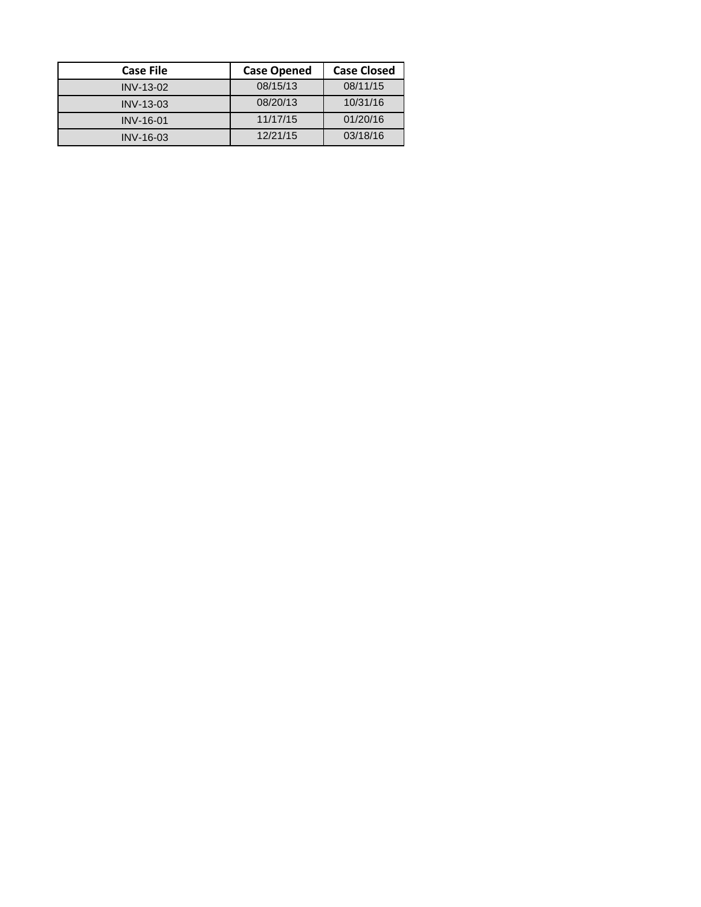| Case File | Case Opened | Case Closed |
| --- | --- | --- |
| INV-13-02 | 08/15/13 | 08/11/15 |
| INV-13-03 | 08/20/13 | 10/31/16 |
| INV-16-01 | 11/17/15 | 01/20/16 |
| INV-16-03 | 12/21/15 | 03/18/16 |